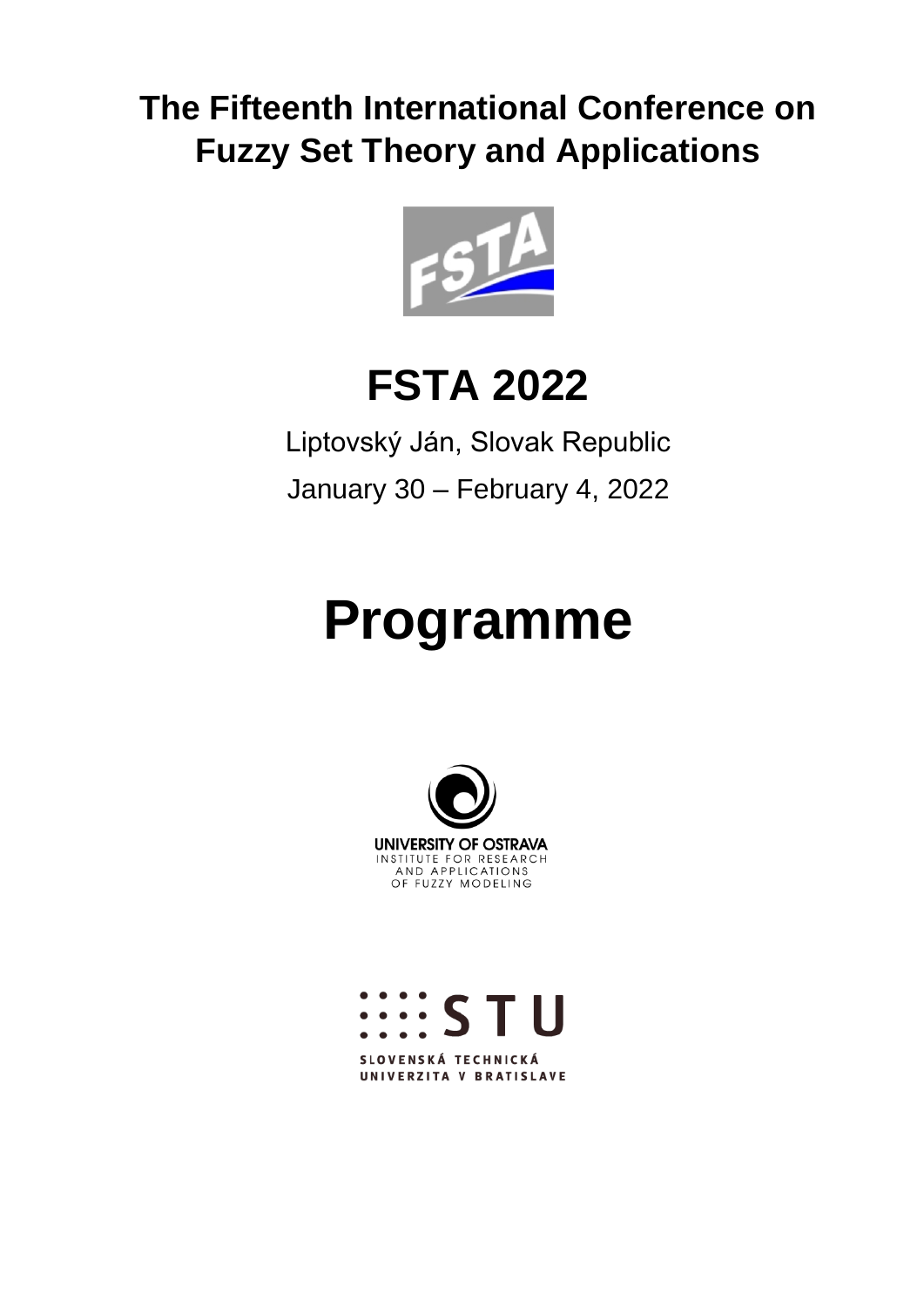# The Fifteenth International Conference on Fuzzy Set Theory and Applications

# FSTA 2022

Liptovský Ján, Slovak Republic

January 30 – February 4, 2022

# Programme

UNIVERSITY OF OSTRAVA
INSTITUTE FOR RESEARCH AND APPLICATIONS OF FUZZY MODELING

STU
SLOVENSKÁ TECHNICKÁ UNIVERZITA V BRATISLAVE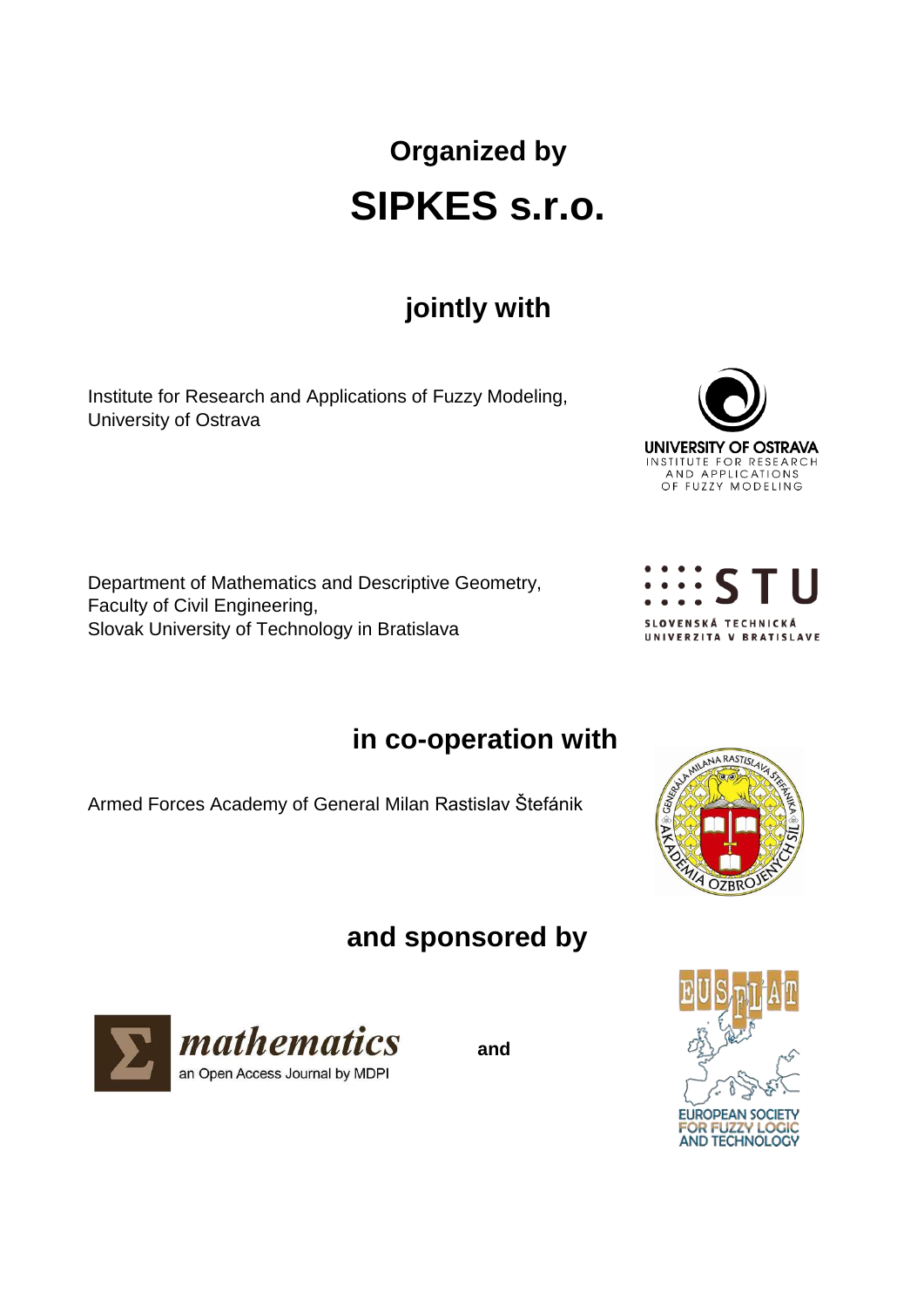## Organized by

# SIPKES s.r.o.

## jointly with

Institute for Research and Applications of Fuzzy Modeling,
University of Ostrava

Department of Mathematics and Descriptive Geometry,
Faculty of Civil Engineering,
Slovak University of Technology in Bratislava

## in co-operation with

Armed Forces Academy of General Milan Rastislav Štefánik

## and sponsored by

**and**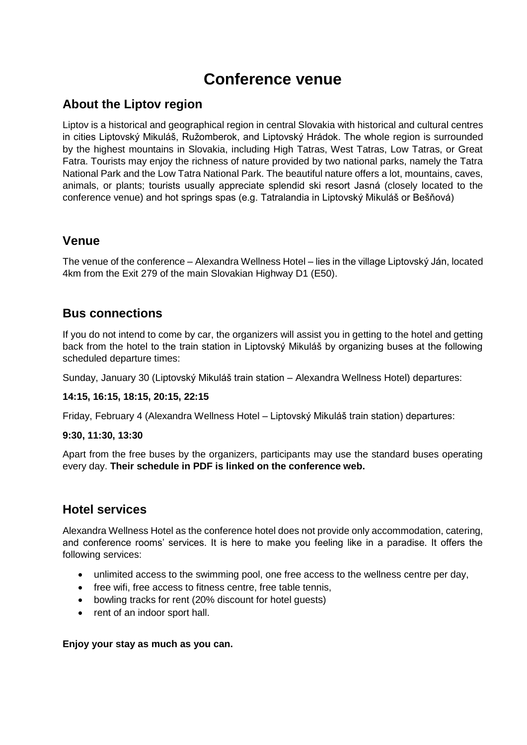# Conference venue

## About the Liptov region

Liptov is a historical and geographical region in central Slovakia with historical and cultural centres in cities Liptovský Mikuláš, Ružomberok, and Liptovský Hrádok. The whole region is surrounded by the highest mountains in Slovakia, including High Tatras, West Tatras, Low Tatras, or Great Fatra. Tourists may enjoy the richness of nature provided by two national parks, namely the Tatra National Park and the Low Tatra National Park. The beautiful nature offers a lot, mountains, caves, animals, or plants; tourists usually appreciate splendid ski resort Jasná (closely located to the conference venue) and hot springs spas (e.g. Tatralandia in Liptovský Mikuláš or Bešňová)

## Venue

The venue of the conference – Alexandra Wellness Hotel – lies in the village Liptovský Ján, located 4km from the Exit 279 of the main Slovakian Highway D1 (E50).

## Bus connections

If you do not intend to come by car, the organizers will assist you in getting to the hotel and getting back from the hotel to the train station in Liptovský Mikuláš by organizing buses at the following scheduled departure times:

Sunday, January 30 (Liptovský Mikuláš train station – Alexandra Wellness Hotel) departures:

**14:15, 16:15, 18:15, 20:15, 22:15**

Friday, February 4 (Alexandra Wellness Hotel – Liptovský Mikuláš train station) departures:

**9:30, 11:30, 13:30**

Apart from the free buses by the organizers, participants may use the standard buses operating every day. **Their schedule in PDF is linked on the conference web.**

## Hotel services

Alexandra Wellness Hotel as the conference hotel does not provide only accommodation, catering, and conference rooms' services. It is here to make you feeling like in a paradise. It offers the following services:

- unlimited access to the swimming pool, one free access to the wellness centre per day,
- free wifi, free access to fitness centre, free table tennis,
- bowling tracks for rent (20% discount for hotel guests)
- rent of an indoor sport hall.

**Enjoy your stay as much as you can.**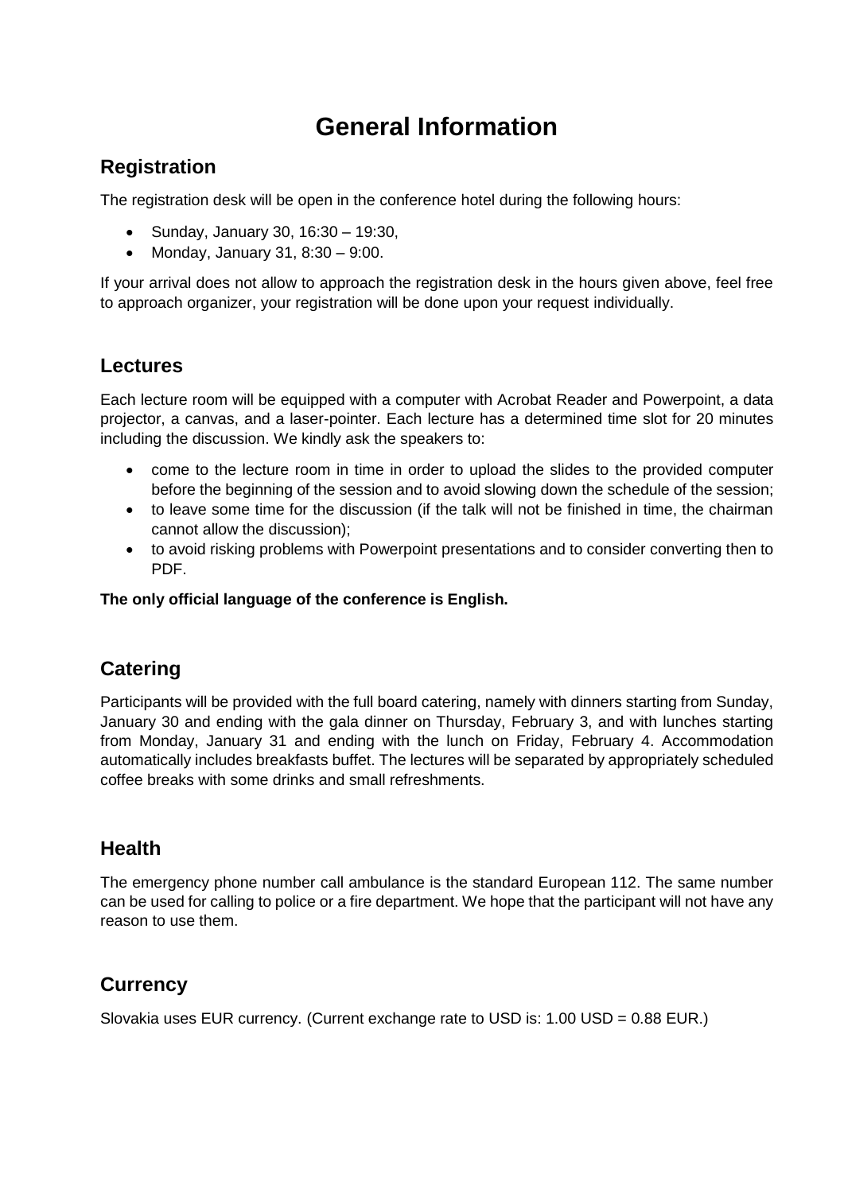# General Information

## Registration

The registration desk will be open in the conference hotel during the following hours:

- Sunday, January 30, 16:30 – 19:30,
- Monday, January 31, 8:30 – 9:00.

If your arrival does not allow to approach the registration desk in the hours given above, feel free to approach organizer, your registration will be done upon your request individually.

## Lectures

Each lecture room will be equipped with a computer with Acrobat Reader and Powerpoint, a data projector, a canvas, and a laser-pointer. Each lecture has a determined time slot for 20 minutes including the discussion. We kindly ask the speakers to:

- come to the lecture room in time in order to upload the slides to the provided computer before the beginning of the session and to avoid slowing down the schedule of the session;
- to leave some time for the discussion (if the talk will not be finished in time, the chairman cannot allow the discussion);
- to avoid risking problems with Powerpoint presentations and to consider converting then to PDF.

**The only official language of the conference is English.**

## Catering

Participants will be provided with the full board catering, namely with dinners starting from Sunday, January 30 and ending with the gala dinner on Thursday, February 3, and with lunches starting from Monday, January 31 and ending with the lunch on Friday, February 4. Accommodation automatically includes breakfasts buffet. The lectures will be separated by appropriately scheduled coffee breaks with some drinks and small refreshments.

## Health

The emergency phone number call ambulance is the standard European 112. The same number can be used for calling to police or a fire department. We hope that the participant will not have any reason to use them.

## Currency

Slovakia uses EUR currency. (Current exchange rate to USD is: 1.00 USD = 0.88 EUR.)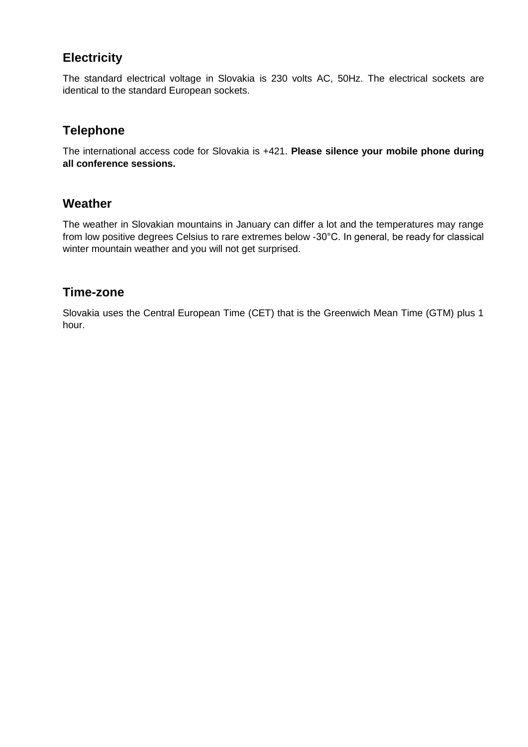## Electricity

The standard electrical voltage in Slovakia is 230 volts AC, 50Hz. The electrical sockets are identical to the standard European sockets.

## Telephone

The international access code for Slovakia is +421. **Please silence your mobile phone during all conference sessions.**

## Weather

The weather in Slovakian mountains in January can differ a lot and the temperatures may range from low positive degrees Celsius to rare extremes below -30°C. In general, be ready for classical winter mountain weather and you will not get surprised.

## Time-zone

Slovakia uses the Central European Time (CET) that is the Greenwich Mean Time (GTM) plus 1 hour.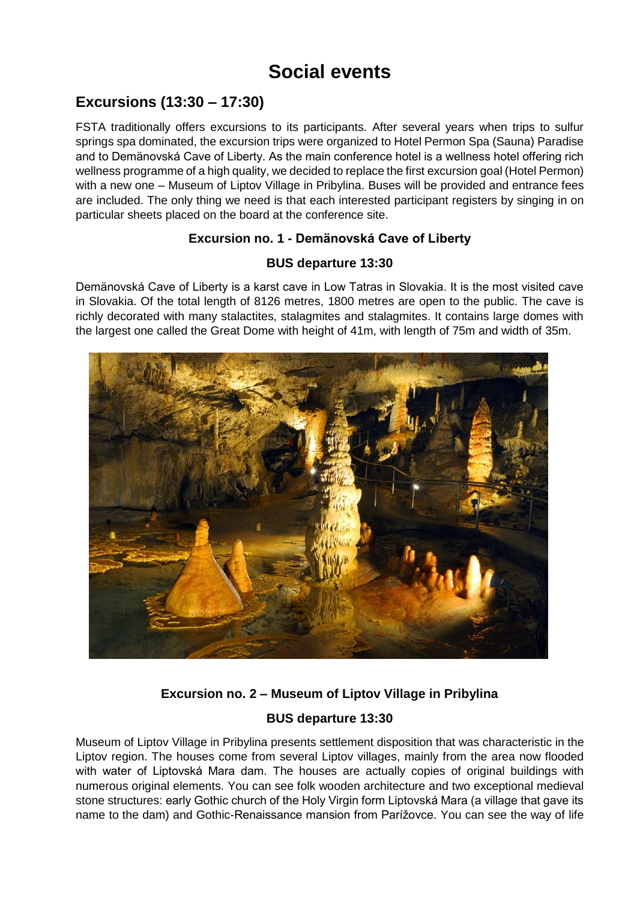# Social events

## Excursions (13:30 – 17:30)

FSTA traditionally offers excursions to its participants. After several years when trips to sulfur springs spa dominated, the excursion trips were organized to Hotel Permon Spa (Sauna) Paradise and to Demänovská Cave of Liberty. As the main conference hotel is a wellness hotel offering rich wellness programme of a high quality, we decided to replace the first excursion goal (Hotel Permon) with a new one – Museum of Liptov Village in Pribylina. Buses will be provided and entrance fees are included. The only thing we need is that each interested participant registers by singing in on particular sheets placed on the board at the conference site.

**Excursion no. 1 - Demänovská Cave of Liberty**

**BUS departure 13:30**

Demänovská Cave of Liberty is a karst cave in Low Tatras in Slovakia. It is the most visited cave in Slovakia. Of the total length of 8126 metres, 1800 metres are open to the public. The cave is richly decorated with many stalactites, stalagmites and stalagmites. It contains large domes with the largest one called the Great Dome with height of 41m, with length of 75m and width of 35m.

**Excursion no. 2 – Museum of Liptov Village in Pribylina**

**BUS departure 13:30**

Museum of Liptov Village in Pribylina presents settlement disposition that was characteristic in the Liptov region. The houses come from several Liptov villages, mainly from the area now flooded with water of Liptovská Mara dam. The houses are actually copies of original buildings with numerous original elements. You can see folk wooden architecture and two exceptional medieval stone structures: early Gothic church of the Holy Virgin form Liptovská Mara (a village that gave its name to the dam) and Gothic-Renaissance mansion from Parížovce. You can see the way of life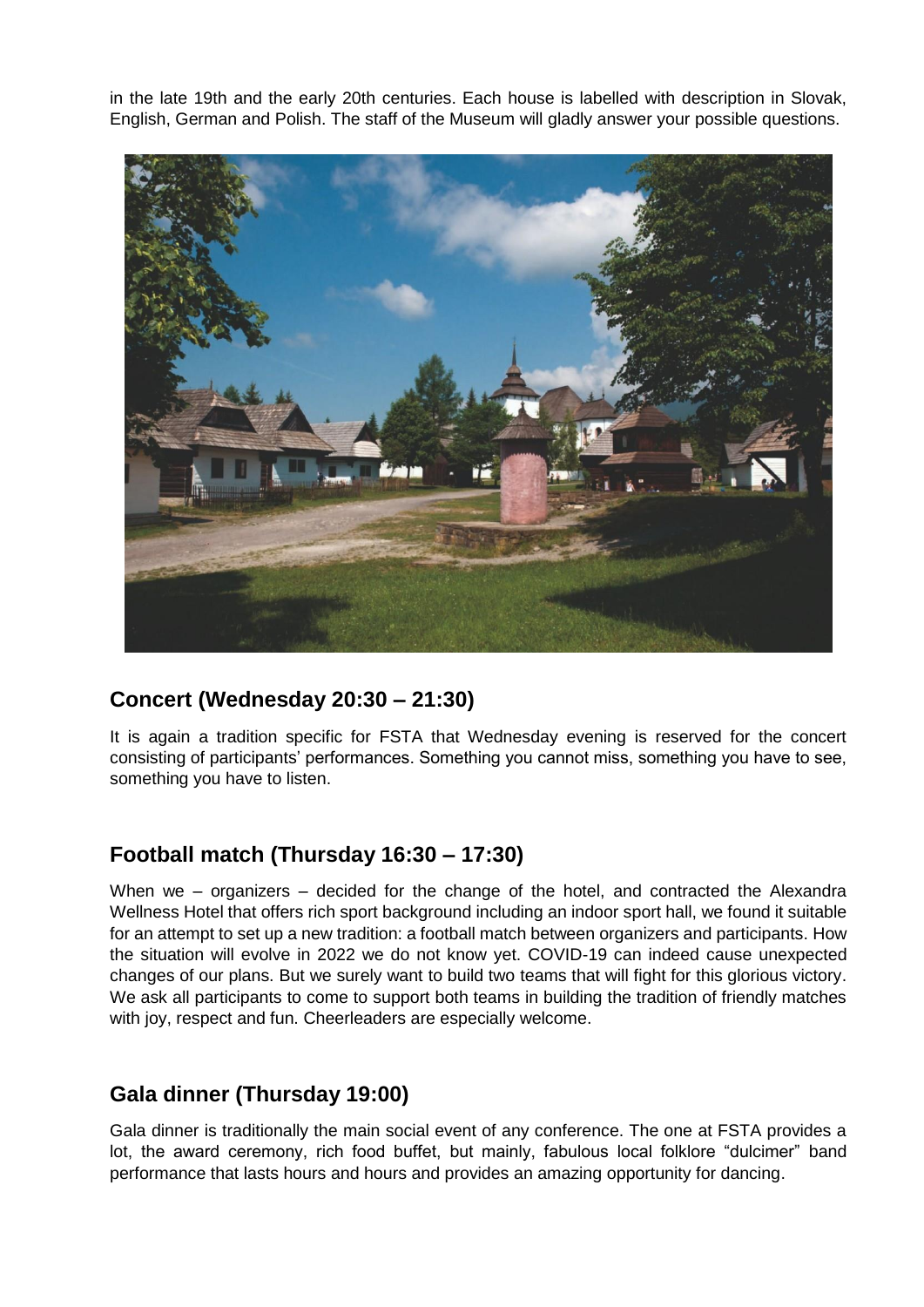in the late 19th and the early 20th centuries. Each house is labelled with description in Slovak, English, German and Polish. The staff of the Museum will gladly answer your possible questions.

## Concert (Wednesday 20:30 – 21:30)

It is again a tradition specific for FSTA that Wednesday evening is reserved for the concert consisting of participants' performances. Something you cannot miss, something you have to see, something you have to listen.

## Football match (Thursday 16:30 – 17:30)

When we – organizers – decided for the change of the hotel, and contracted the Alexandra Wellness Hotel that offers rich sport background including an indoor sport hall, we found it suitable for an attempt to set up a new tradition: a football match between organizers and participants. How the situation will evolve in 2022 we do not know yet. COVID-19 can indeed cause unexpected changes of our plans. But we surely want to build two teams that will fight for this glorious victory. We ask all participants to come to support both teams in building the tradition of friendly matches with joy, respect and fun. Cheerleaders are especially welcome.

## Gala dinner (Thursday 19:00)

Gala dinner is traditionally the main social event of any conference. The one at FSTA provides a lot, the award ceremony, rich food buffet, but mainly, fabulous local folklore "dulcimer" band performance that lasts hours and hours and provides an amazing opportunity for dancing.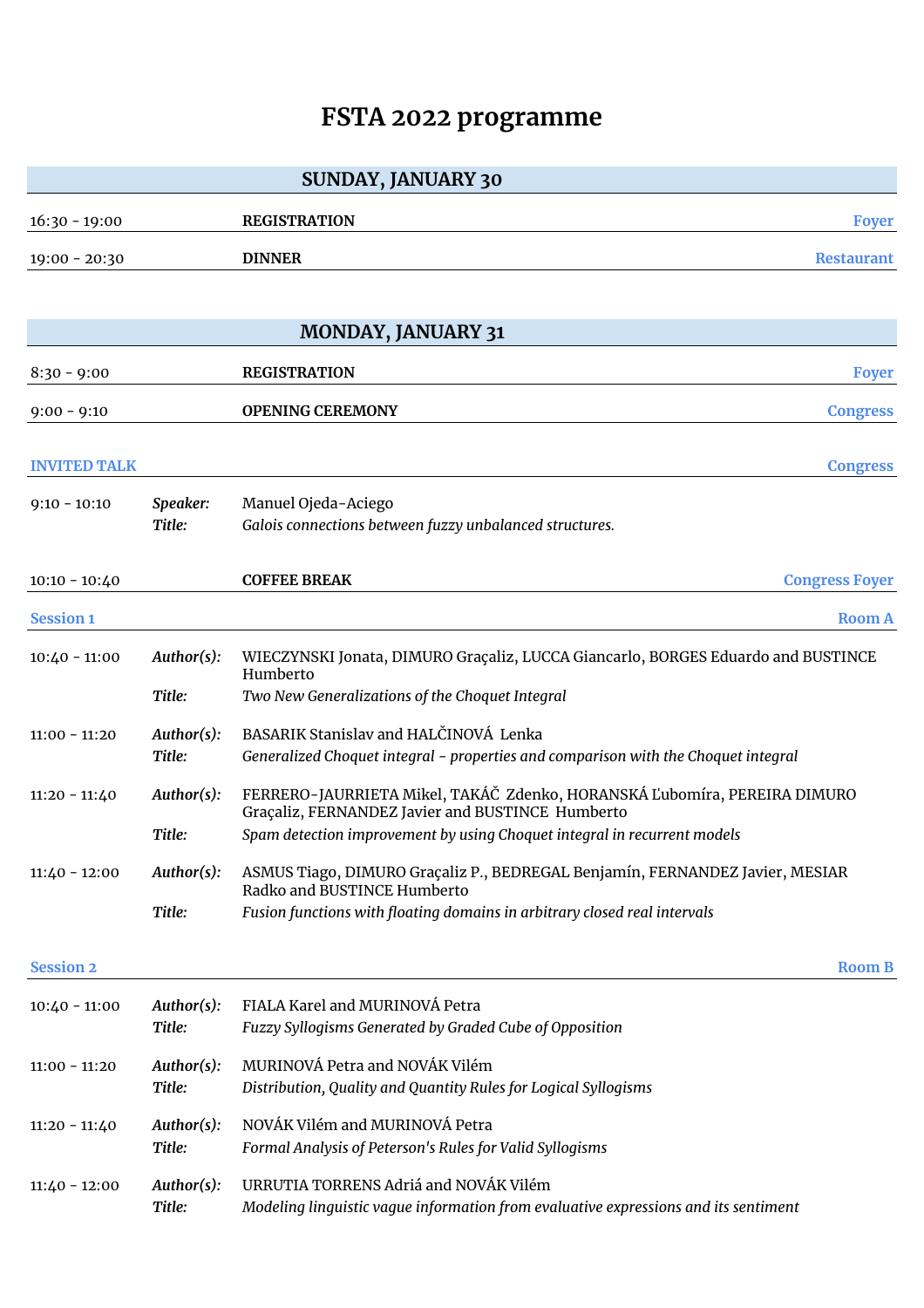# FSTA 2022 programme

## SUNDAY, JANUARY 30

| | | |
|---|---|---|
| 16:30 - 19:00 | **REGISTRATION** | Foyer |
| 19:00 - 20:30 | **DINNER** | Restaurant |

## MONDAY, JANUARY 31

| | | |
|---|---|---|
| 8:30 - 9:00 | **REGISTRATION** | Foyer |
| 9:00 - 9:10 | **OPENING CEREMONY** | Congress |

### INVITED TALK — Congress

| | | |
|---|---|---|
| 9:10 - 10:10 | ***Speaker:*** | Manuel Ojeda-Aciego |
| | ***Title:*** | *Galois connections between fuzzy unbalanced structures.* |

| | | |
|---|---|---|
| 10:10 - 10:40 | **COFFEE BREAK** | Congress Foyer |

### Session 1 — Room A

| | | |
|---|---|---|
| 10:40 - 11:00 | ***Author(s):*** | WIECZYNSKI Jonata, DIMURO Graçaliz, LUCCA Giancarlo, BORGES Eduardo and BUSTINCE Humberto |
| | ***Title:*** | *Two New Generalizations of the Choquet Integral* |
| 11:00 - 11:20 | ***Author(s):*** | BASARIK Stanislav and HALČINOVÁ Lenka |
| | ***Title:*** | *Generalized Choquet integral - properties and comparison with the Choquet integral* |
| 11:20 - 11:40 | ***Author(s):*** | FERRERO-JAURRIETA Mikel, TAKÁČ Zdenko, HORANSKÁ Ľubomíra, PEREIRA DIMURO Graçaliz, FERNANDEZ Javier and BUSTINCE Humberto |
| | ***Title:*** | *Spam detection improvement by using Choquet integral in recurrent models* |
| 11:40 - 12:00 | ***Author(s):*** | ASMUS Tiago, DIMURO Graçaliz P., BEDREGAL Benjamín, FERNANDEZ Javier, MESIAR Radko and BUSTINCE Humberto |
| | ***Title:*** | *Fusion functions with floating domains in arbitrary closed real intervals* |

### Session 2 — Room B

| | | |
|---|---|---|
| 10:40 - 11:00 | ***Author(s):*** | FIALA Karel and MURINOVÁ Petra |
| | ***Title:*** | *Fuzzy Syllogisms Generated by Graded Cube of Opposition* |
| 11:00 - 11:20 | ***Author(s):*** | MURINOVÁ Petra and NOVÁK Vilém |
| | ***Title:*** | *Distribution, Quality and Quantity Rules for Logical Syllogisms* |
| 11:20 - 11:40 | ***Author(s):*** | NOVÁK Vilém and MURINOVÁ Petra |
| | ***Title:*** | *Formal Analysis of Peterson's Rules for Valid Syllogisms* |
| 11:40 - 12:00 | ***Author(s):*** | URRUTIA TORRENS Adriá and NOVÁK Vilém |
| | ***Title:*** | *Modeling linguistic vague information from evaluative expressions and its sentiment* |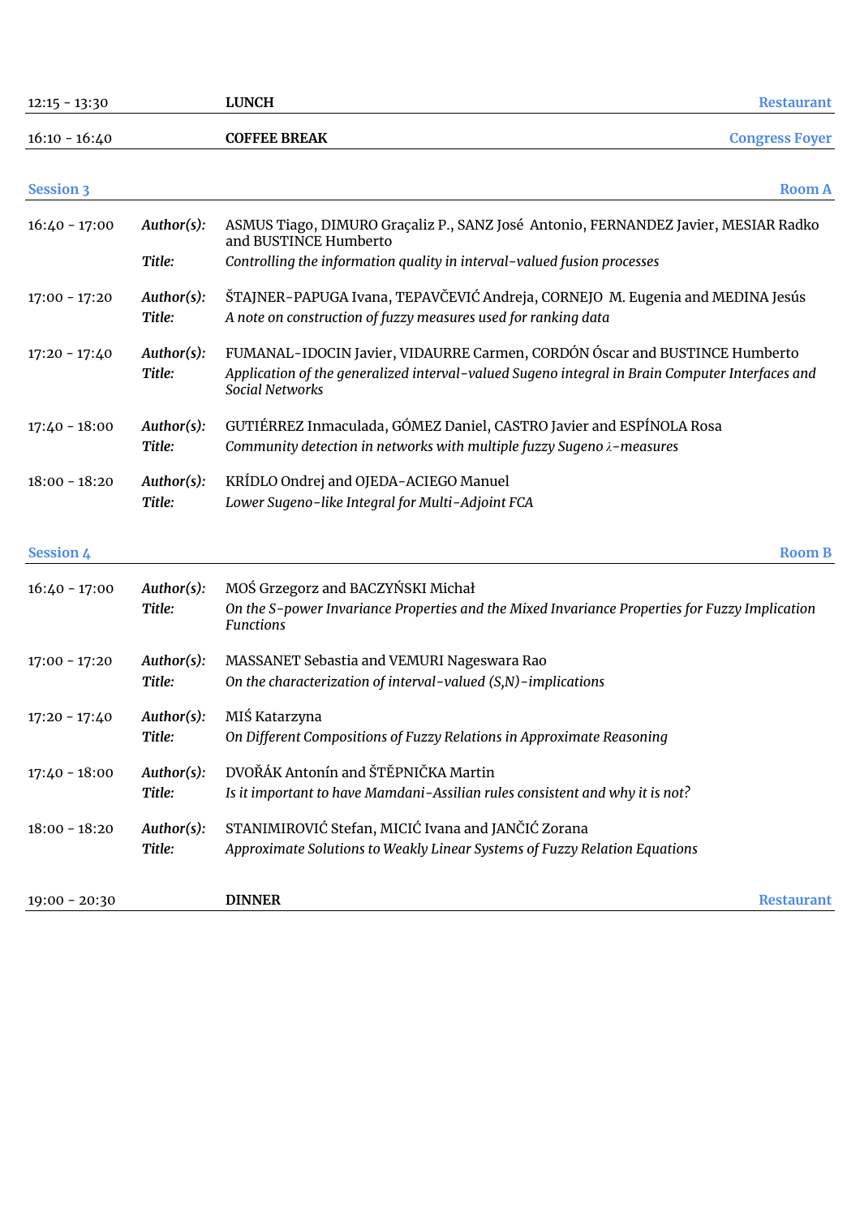| | | | |
|---|---|---|---|
| 12:15 - 13:30 | | **LUNCH** | Restaurant |
| 16:10 - 16:40 | | **COFFEE BREAK** | Congress Foyer |

## Session 3 — Room A

| | | |
|---|---|---|
| 16:40 - 17:00 | *Author(s):* | ASMUS Tiago, DIMURO Graçaliz P., SANZ José Antonio, FERNANDEZ Javier, MESIAR Radko and BUSTINCE Humberto |
| | *Title:* | *Controlling the information quality in interval-valued fusion processes* |
| 17:00 - 17:20 | *Author(s):* | ŠTAJNER-PAPUGA Ivana, TEPAVČEVIĆ Andreja, CORNEJO M. Eugenia and MEDINA Jesús |
| | *Title:* | *A note on construction of fuzzy measures used for ranking data* |
| 17:20 - 17:40 | *Author(s):* | FUMANAL-IDOCIN Javier, VIDAURRE Carmen, CORDÓN Óscar and BUSTINCE Humberto |
| | *Title:* | *Application of the generalized interval-valued Sugeno integral in Brain Computer Interfaces and Social Networks* |
| 17:40 - 18:00 | *Author(s):* | GUTIÉRREZ Inmaculada, GÓMEZ Daniel, CASTRO Javier and ESPÍNOLA Rosa |
| | *Title:* | *Community detection in networks with multiple fuzzy Sugeno $\lambda$-measures* |
| 18:00 - 18:20 | *Author(s):* | KRÍDLO Ondrej and OJEDA-ACIEGO Manuel |
| | *Title:* | *Lower Sugeno-like Integral for Multi-Adjoint FCA* |

## Session 4 — Room B

| | | |
|---|---|---|
| 16:40 - 17:00 | *Author(s):* | MOŚ Grzegorz and BACZYŃSKI Michał |
| | *Title:* | *On the S-power Invariance Properties and the Mixed Invariance Properties for Fuzzy Implication Functions* |
| 17:00 - 17:20 | *Author(s):* | MASSANET Sebastia and VEMURI Nageswara Rao |
| | *Title:* | *On the characterization of interval-valued (S,N)-implications* |
| 17:20 - 17:40 | *Author(s):* | MIŚ Katarzyna |
| | *Title:* | *On Different Compositions of Fuzzy Relations in Approximate Reasoning* |
| 17:40 - 18:00 | *Author(s):* | DVOŘÁK Antonín and ŠTĚPNIČKA Martin |
| | *Title:* | *Is it important to have Mamdani-Assilian rules consistent and why it is not?* |
| 18:00 - 18:20 | *Author(s):* | STANIMIROVIĆ Stefan, MICIĆ Ivana and JANČIĆ Zorana |
| | *Title:* | *Approximate Solutions to Weakly Linear Systems of Fuzzy Relation Equations* |

| | | | |
|---|---|---|---|
| 19:00 - 20:30 | | **DINNER** | Restaurant |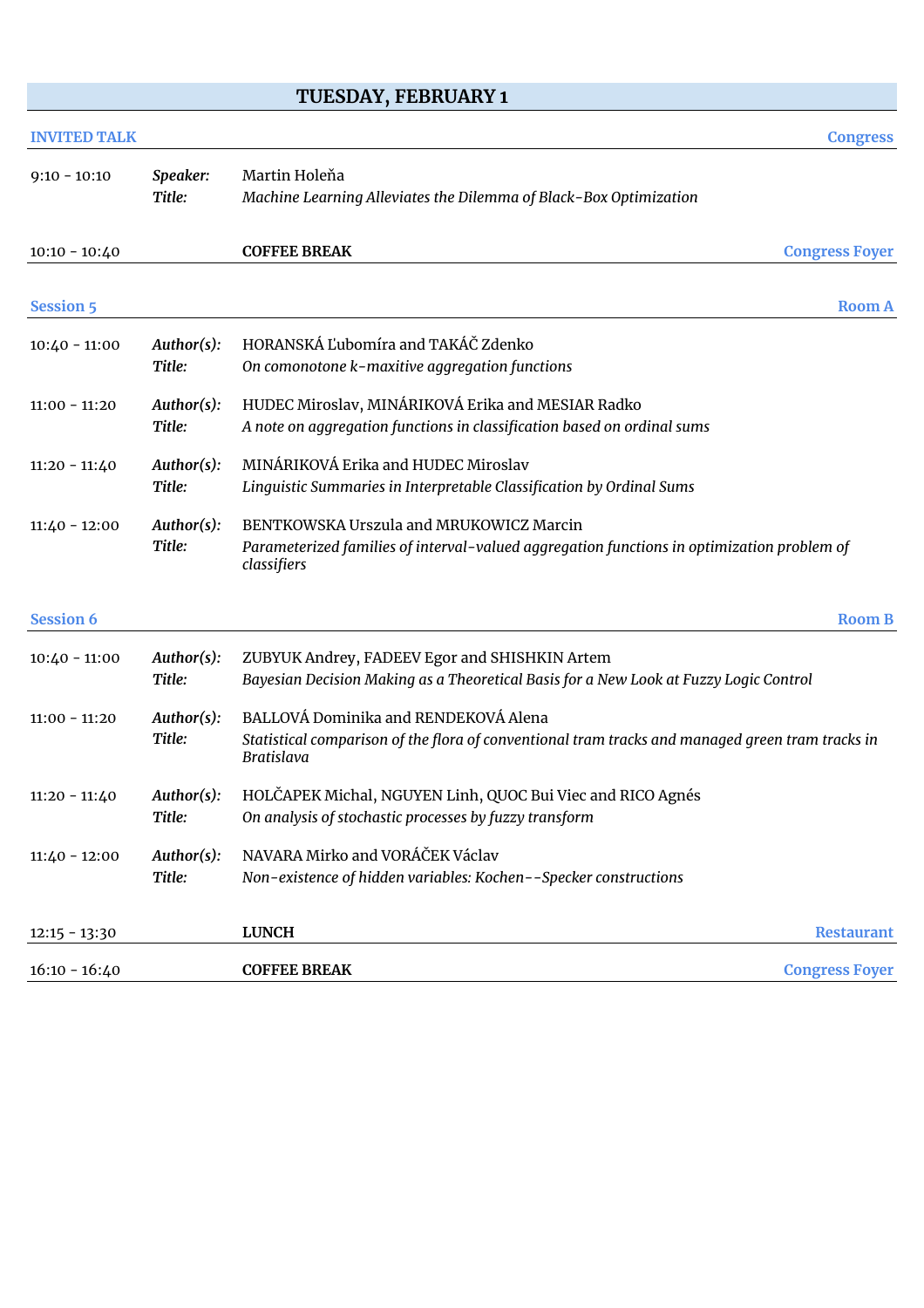## TUESDAY, FEBRUARY 1

**INVITED TALK** — **Congress**

| | | |
|---|---|---|
| 9:10 - 10:10 | *Speaker:* | Martin Holeňa |
| | *Title:* | *Machine Learning Alleviates the Dilemma of Black-Box Optimization* |

| | | |
|---|---|---|
| 10:10 - 10:40 | **COFFEE BREAK** | **Congress Foyer** |

**Session 5** — **Room A**

| | | |
|---|---|---|
| 10:40 - 11:00 | *Author(s):* | HORANSKÁ Ľubomíra and TAKÁČ Zdenko |
| | *Title:* | *On comonotone k-maxitive aggregation functions* |
| 11:00 - 11:20 | *Author(s):* | HUDEC Miroslav, MINÁRIKOVÁ Erika and MESIAR Radko |
| | *Title:* | *A note on aggregation functions in classification based on ordinal sums* |
| 11:20 - 11:40 | *Author(s):* | MINÁRIKOVÁ Erika and HUDEC Miroslav |
| | *Title:* | *Linguistic Summaries in Interpretable Classification by Ordinal Sums* |
| 11:40 - 12:00 | *Author(s):* | BENTKOWSKA Urszula and MRUKOWICZ Marcin |
| | *Title:* | *Parameterized families of interval-valued aggregation functions in optimization problem of classifiers* |

**Session 6** — **Room B**

| | | |
|---|---|---|
| 10:40 - 11:00 | *Author(s):* | ZUBYUK Andrey, FADEEV Egor and SHISHKIN Artem |
| | *Title:* | *Bayesian Decision Making as a Theoretical Basis for a New Look at Fuzzy Logic Control* |
| 11:00 - 11:20 | *Author(s):* | BALLOVÁ Dominika and RENDEKOVÁ Alena |
| | *Title:* | *Statistical comparison of the flora of conventional tram tracks and managed green tram tracks in Bratislava* |
| 11:20 - 11:40 | *Author(s):* | HOLČAPEK Michal, NGUYEN Linh, QUOC Bui Viec and RICO Agnés |
| | *Title:* | *On analysis of stochastic processes by fuzzy transform* |
| 11:40 - 12:00 | *Author(s):* | NAVARA Mirko and VORÁČEK Václav |
| | *Title:* | *Non-existence of hidden variables: Kochen--Specker constructions* |

| | | |
|---|---|---|
| 12:15 - 13:30 | **LUNCH** | **Restaurant** |
| 16:10 - 16:40 | **COFFEE BREAK** | **Congress Foyer** |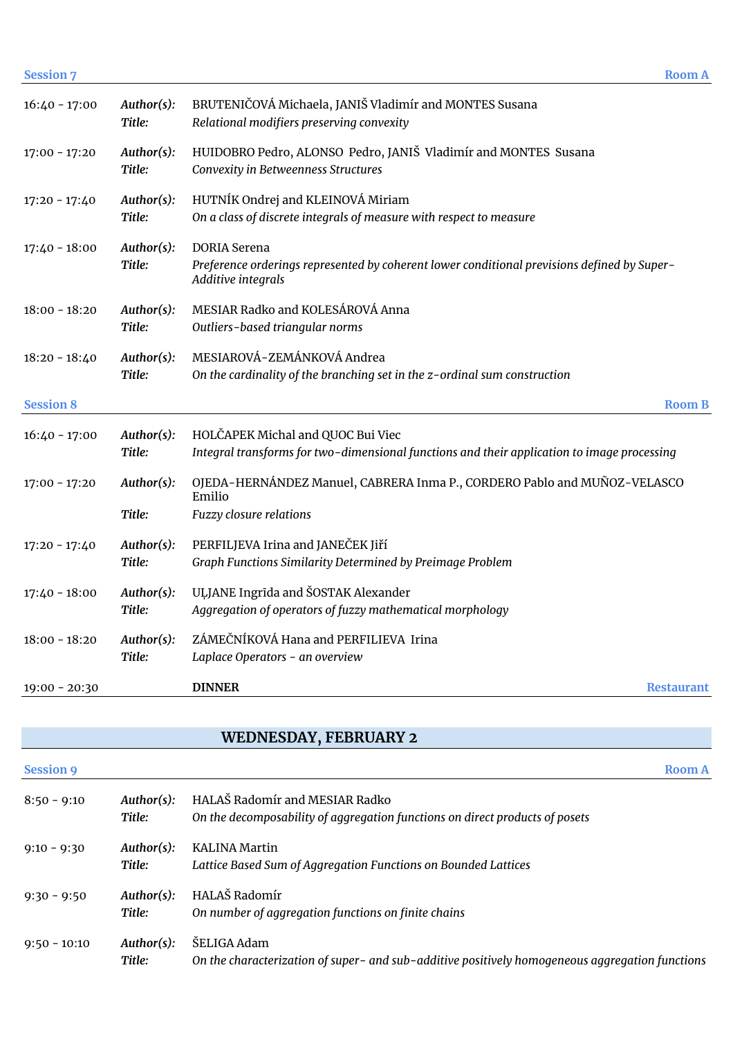**Session 7** — **Room A**

| | | |
|---|---|---|
| 16:40 - 17:00 | *Author(s):* | BRUTENIČOVÁ Michaela, JANIŠ Vladimír and MONTES Susana |
| | *Title:* | *Relational modifiers preserving convexity* |
| 17:00 - 17:20 | *Author(s):* | HUIDOBRO Pedro, ALONSO Pedro, JANIŠ Vladimír and MONTES Susana |
| | *Title:* | *Convexity in Betweenness Structures* |
| 17:20 - 17:40 | *Author(s):* | HUTNÍK Ondrej and KLEINOVÁ Miriam |
| | *Title:* | *On a class of discrete integrals of measure with respect to measure* |
| 17:40 - 18:00 | *Author(s):* | DORIA Serena |
| | *Title:* | *Preference orderings represented by coherent lower conditional previsions defined by Super-Additive integrals* |
| 18:00 - 18:20 | *Author(s):* | MESIAR Radko and KOLESÁROVÁ Anna |
| | *Title:* | *Outliers-based triangular norms* |
| 18:20 - 18:40 | *Author(s):* | MESIAROVÁ-ZEMÁNKOVÁ Andrea |
| | *Title:* | *On the cardinality of the branching set in the z-ordinal sum construction* |

**Session 8** — **Room B**

| | | |
|---|---|---|
| 16:40 - 17:00 | *Author(s):* | HOLČAPEK Michal and QUOC Bui Viec |
| | *Title:* | *Integral transforms for two-dimensional functions and their application to image processing* |
| 17:00 - 17:20 | *Author(s):* | OJEDA-HERNÁNDEZ Manuel, CABRERA Inma P., CORDERO Pablo and MUÑOZ-VELASCO Emilio |
| | *Title:* | *Fuzzy closure relations* |
| 17:20 - 17:40 | *Author(s):* | PERFILJEVA Irina and JANEČEK Jiří |
| | *Title:* | *Graph Functions Similarity Determined by Preimage Problem* |
| 17:40 - 18:00 | *Author(s):* | UĻJANE Ingrīda and ŠOSTAK Alexander |
| | *Title:* | *Aggregation of operators of fuzzy mathematical morphology* |
| 18:00 - 18:20 | *Author(s):* | ZÁMEČNÍKOVÁ Hana and PERFILIEVA Irina |
| | *Title:* | *Laplace Operators - an overview* |

19:00 - 20:30 **DINNER** — **Restaurant**

## WEDNESDAY, FEBRUARY 2

**Session 9** — **Room A**

| | | |
|---|---|---|
| 8:50 - 9:10 | *Author(s):* | HALAŠ Radomír and MESIAR Radko |
| | *Title:* | *On the decomposability of aggregation functions on direct products of posets* |
| 9:10 - 9:30 | *Author(s):* | KALINA Martin |
| | *Title:* | *Lattice Based Sum of Aggregation Functions on Bounded Lattices* |
| 9:30 - 9:50 | *Author(s):* | HALAŠ Radomír |
| | *Title:* | *On number of aggregation functions on finite chains* |
| 9:50 - 10:10 | *Author(s):* | ŠELIGA Adam |
| | *Title:* | *On the characterization of super- and sub-additive positively homogeneous aggregation functions* |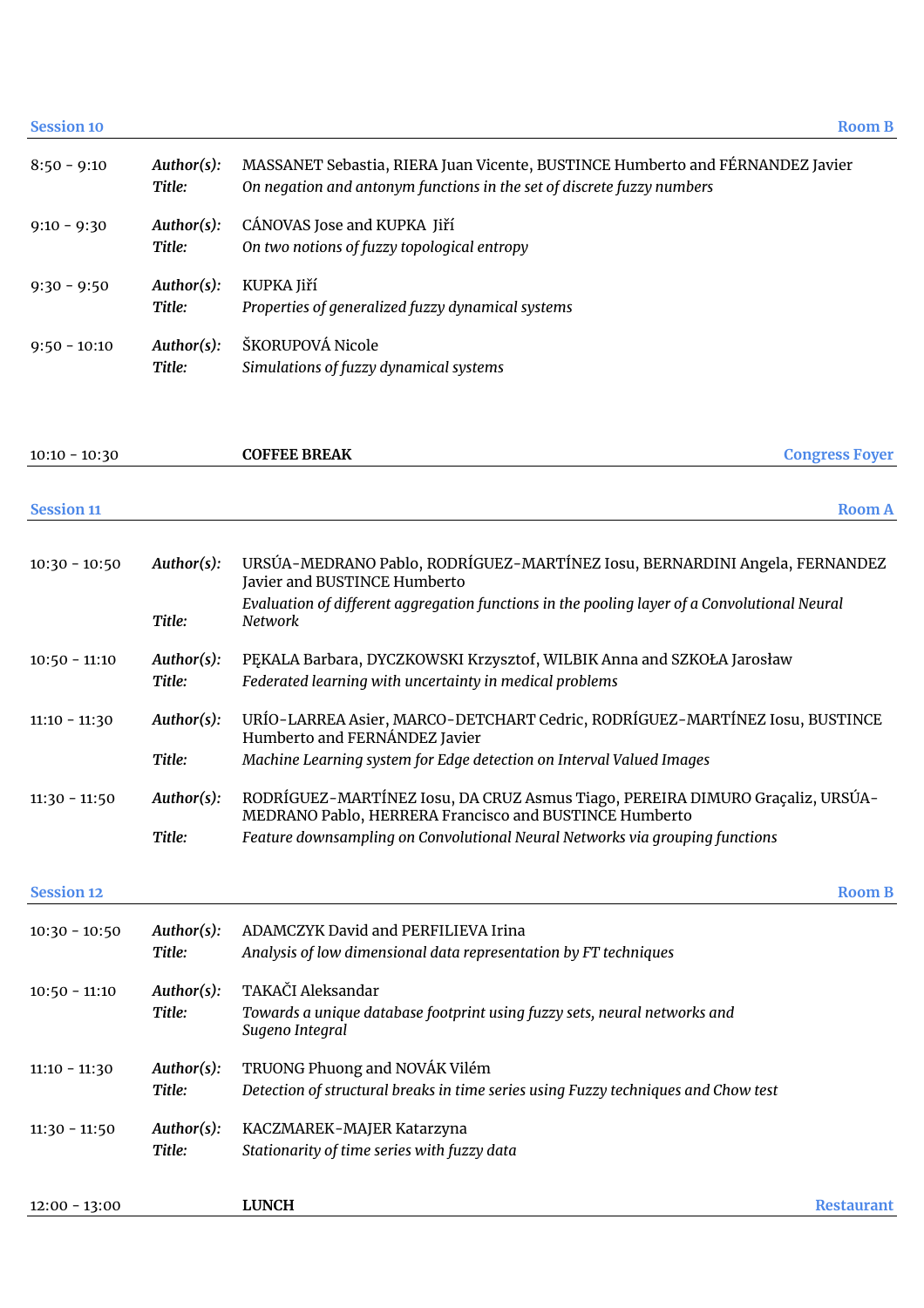## Session 10 — Room B

| Time | | |
|---|---|---|
| 8:50 - 9:10 | *Author(s):* | MASSANET Sebastia, RIERA Juan Vicente, BUSTINCE Humberto and FÉRNANDEZ Javier |
| | *Title:* | *On negation and antonym functions in the set of discrete fuzzy numbers* |
| 9:10 - 9:30 | *Author(s):* | CÁNOVAS Jose and KUPKA Jiří |
| | *Title:* | *On two notions of fuzzy topological entropy* |
| 9:30 - 9:50 | *Author(s):* | KUPKA Jiří |
| | *Title:* | *Properties of generalized fuzzy dynamical systems* |
| 9:50 - 10:10 | *Author(s):* | ŠKORUPOVÁ Nicole |
| | *Title:* | *Simulations of fuzzy dynamical systems* |

10:10 - 10:30 **COFFEE BREAK** — Congress Foyer

## Session 11 — Room A

| Time | | |
|---|---|---|
| 10:30 - 10:50 | *Author(s):* | URSÚA-MEDRANO Pablo, RODRÍGUEZ-MARTÍNEZ Iosu, BERNARDINI Angela, FERNANDEZ Javier and BUSTINCE Humberto |
| | *Title:* | *Evaluation of different aggregation functions in the pooling layer of a Convolutional Neural Network* |
| 10:50 - 11:10 | *Author(s):* | PĘKALA Barbara, DYCZKOWSKI Krzysztof, WILBIK Anna and SZKOŁA Jarosław |
| | *Title:* | *Federated learning with uncertainty in medical problems* |
| 11:10 - 11:30 | *Author(s):* | URÍO-LARREA Asier, MARCO-DETCHART Cedric, RODRÍGUEZ-MARTÍNEZ Iosu, BUSTINCE Humberto and FERNÁNDEZ Javier |
| | *Title:* | *Machine Learning system for Edge detection on Interval Valued Images* |
| 11:30 - 11:50 | *Author(s):* | RODRÍGUEZ-MARTÍNEZ Iosu, DA CRUZ Asmus Tiago, PEREIRA DIMURO Graçaliz, URSÚA-MEDRANO Pablo, HERRERA Francisco and BUSTINCE Humberto |
| | *Title:* | *Feature downsampling on Convolutional Neural Networks via grouping functions* |

## Session 12 — Room B

| Time | | |
|---|---|---|
| 10:30 - 10:50 | *Author(s):* | ADAMCZYK David and PERFILIEVA Irina |
| | *Title:* | *Analysis of low dimensional data representation by FT techniques* |
| 10:50 - 11:10 | *Author(s):* | TAKAČI Aleksandar |
| | *Title:* | *Towards a unique database footprint using fuzzy sets, neural networks and Sugeno Integral* |
| 11:10 - 11:30 | *Author(s):* | TRUONG Phuong and NOVÁK Vilém |
| | *Title:* | *Detection of structural breaks in time series using Fuzzy techniques and Chow test* |
| 11:30 - 11:50 | *Author(s):* | KACZMAREK-MAJER Katarzyna |
| | *Title:* | *Stationarity of time series with fuzzy data* |

12:00 - 13:00 **LUNCH** — Restaurant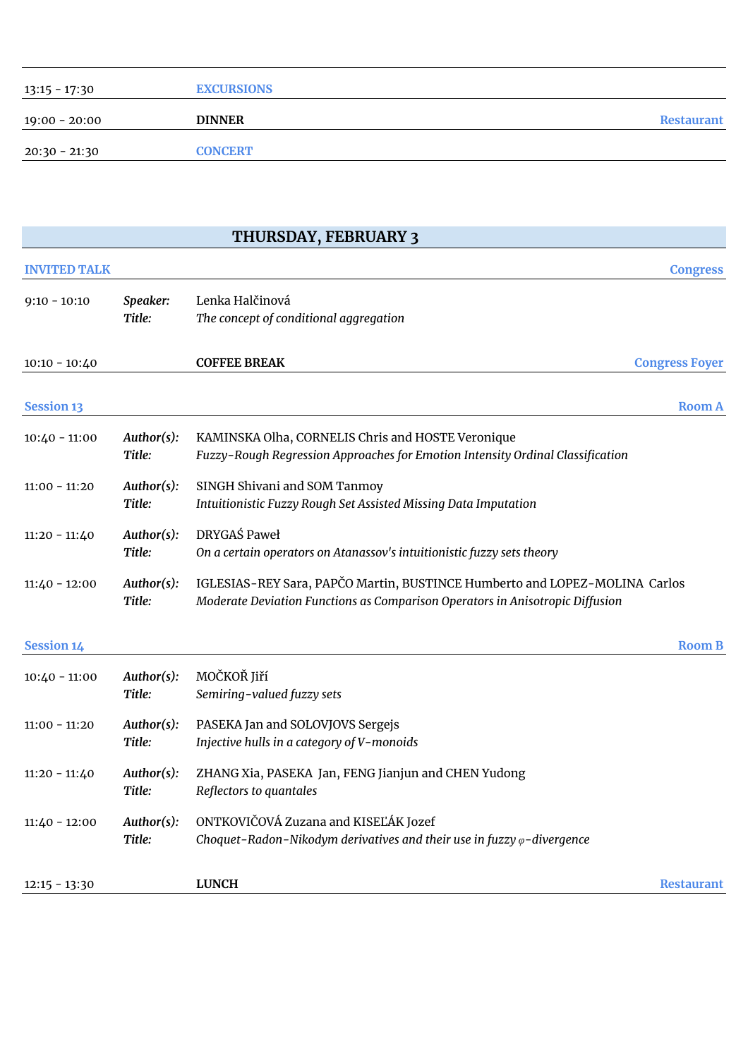| | | | |
|---|---|---|---|
| 13:15 - 17:30 | | **EXCURSIONS** | |
| 19:00 - 20:00 | | **DINNER** | **Restaurant** |
| 20:30 - 21:30 | | **CONCERT** | |

## THURSDAY, FEBRUARY 3

**INVITED TALK** — **Congress**

| | | |
|---|---|---|
| 9:10 - 10:10 | ***Speaker:*** | Lenka Halčinová |
| | ***Title:*** | *The concept of conditional aggregation* |

| | | |
|---|---|---|
| 10:10 - 10:40 | **COFFEE BREAK** | **Congress Foyer** |

**Session 13** — **Room A**

| | | |
|---|---|---|
| 10:40 - 11:00 | ***Author(s):*** | KAMINSKA Olha, CORNELIS Chris and HOSTE Veronique |
| | ***Title:*** | *Fuzzy-Rough Regression Approaches for Emotion Intensity Ordinal Classification* |
| 11:00 - 11:20 | ***Author(s):*** | SINGH Shivani and SOM Tanmoy |
| | ***Title:*** | *Intuitionistic Fuzzy Rough Set Assisted Missing Data Imputation* |
| 11:20 - 11:40 | ***Author(s):*** | DRYGAŚ Paweł |
| | ***Title:*** | *On a certain operators on Atanassov's intuitionistic fuzzy sets theory* |
| 11:40 - 12:00 | ***Author(s):*** | IGLESIAS-REY Sara, PAPČO Martin, BUSTINCE Humberto and LOPEZ-MOLINA Carlos |
| | ***Title:*** | *Moderate Deviation Functions as Comparison Operators in Anisotropic Diffusion* |

**Session 14** — **Room B**

| | | |
|---|---|---|
| 10:40 - 11:00 | ***Author(s):*** | MOČKOŘ Jiří |
| | ***Title:*** | *Semiring-valued fuzzy sets* |
| 11:00 - 11:20 | ***Author(s):*** | PASEKA Jan and SOLOVJOVS Sergejs |
| | ***Title:*** | *Injective hulls in a category of V-monoids* |
| 11:20 - 11:40 | ***Author(s):*** | ZHANG Xia, PASEKA Jan, FENG Jianjun and CHEN Yudong |
| | ***Title:*** | *Reflectors to quantales* |
| 11:40 - 12:00 | ***Author(s):*** | ONTKOVIČOVÁ Zuzana and KISEĽÁK Jozef |
| | ***Title:*** | *Choquet-Radon-Nikodym derivatives and their use in fuzzy $\varphi$-divergence* |

| | | |
|---|---|---|
| 12:15 - 13:30 | **LUNCH** | **Restaurant** |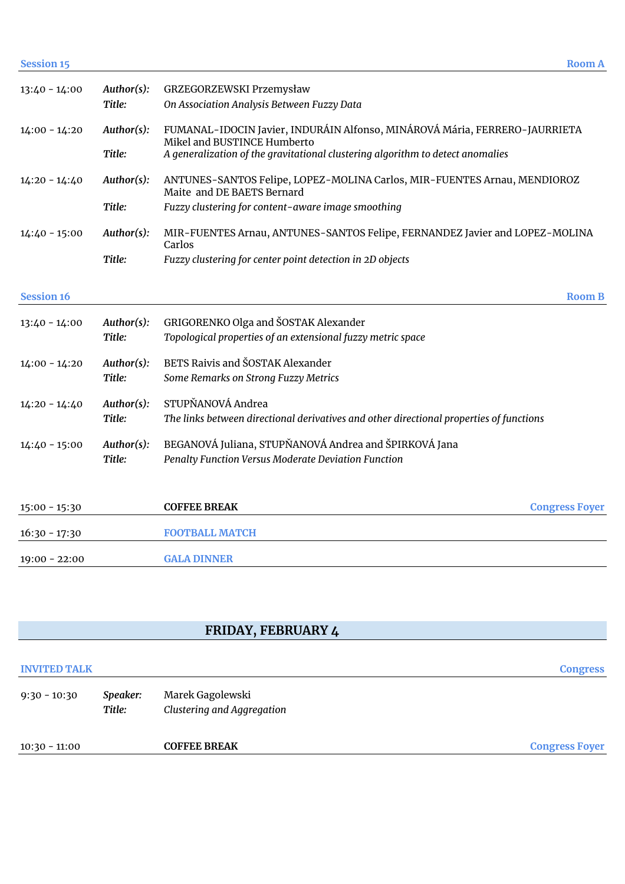**Session 15** — **Room A**

| | | |
|---|---|---|
| 13:40 - 14:00 | *Author(s):* | GRZEGORZEWSKI Przemysław |
| | *Title:* | *On Association Analysis Between Fuzzy Data* |
| 14:00 - 14:20 | *Author(s):* | FUMANAL-IDOCIN Javier, INDURÁIN Alfonso, MINÁROVÁ Mária, FERRERO-JAURRIETA Mikel and BUSTINCE Humberto |
| | *Title:* | *A generalization of the gravitational clustering algorithm to detect anomalies* |
| 14:20 - 14:40 | *Author(s):* | ANTUNES-SANTOS Felipe, LOPEZ-MOLINA Carlos, MIR-FUENTES Arnau, MENDIOROZ Maite and DE BAETS Bernard |
| | *Title:* | *Fuzzy clustering for content-aware image smoothing* |
| 14:40 - 15:00 | *Author(s):* | MIR-FUENTES Arnau, ANTUNES-SANTOS Felipe, FERNANDEZ Javier and LOPEZ-MOLINA Carlos |
| | *Title:* | *Fuzzy clustering for center point detection in 2D objects* |

**Session 16** — **Room B**

| | | |
|---|---|---|
| 13:40 - 14:00 | *Author(s):* | GRIGORENKO Olga and ŠOSTAK Alexander |
| | *Title:* | *Topological properties of an extensional fuzzy metric space* |
| 14:00 - 14:20 | *Author(s):* | BETS Raivis and ŠOSTAK Alexander |
| | *Title:* | *Some Remarks on Strong Fuzzy Metrics* |
| 14:20 - 14:40 | *Author(s):* | STUPŇANOVÁ Andrea |
| | *Title:* | *The links between directional derivatives and other directional properties of functions* |
| 14:40 - 15:00 | *Author(s):* | BEGANOVÁ Juliana, STUPŇANOVÁ Andrea and ŠPIRKOVÁ Jana |
| | *Title:* | *Penalty Function Versus Moderate Deviation Function* |

| | | |
|---|---|---|
| 15:00 - 15:30 | **COFFEE BREAK** | Congress Foyer |
| 16:30 - 17:30 | **FOOTBALL MATCH** | |
| 19:00 - 22:00 | **GALA DINNER** | |

## FRIDAY, FEBRUARY 4

**INVITED TALK** — **Congress**

| | | |
|---|---|---|
| 9:30 - 10:30 | *Speaker:* | Marek Gagolewski |
| | *Title:* | *Clustering and Aggregation* |

| | | |
|---|---|---|
| 10:30 - 11:00 | **COFFEE BREAK** | Congress Foyer |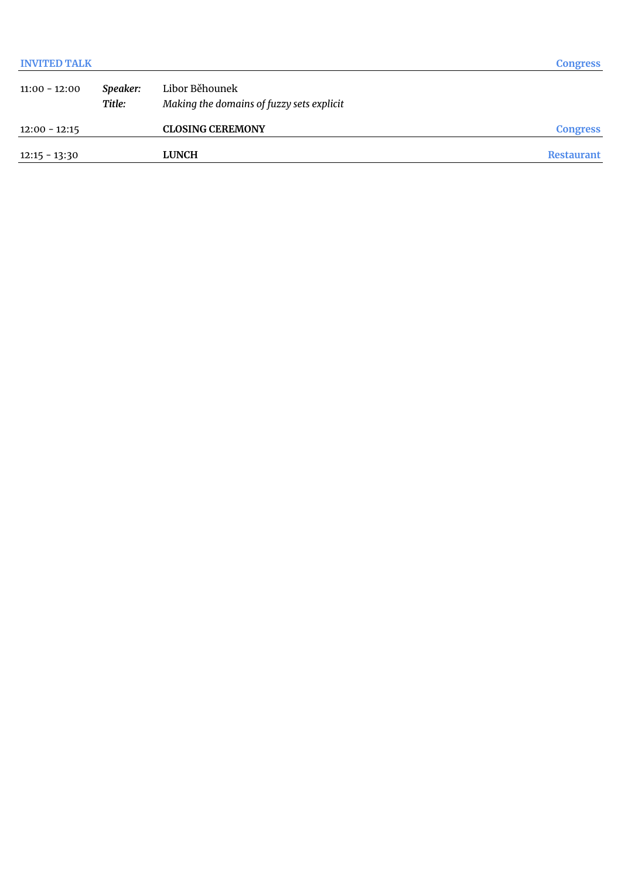| INVITED TALK | | | Congress |
| --- | --- | --- | --- |
| 11:00 - 12:00 | *Speaker:* | Libor Běhounek | |
| | *Title:* | *Making the domains of fuzzy sets explicit* | |
| 12:00 - 12:15 | | **CLOSING CEREMONY** | Congress |
| 12:15 - 13:30 | | **LUNCH** | Restaurant |